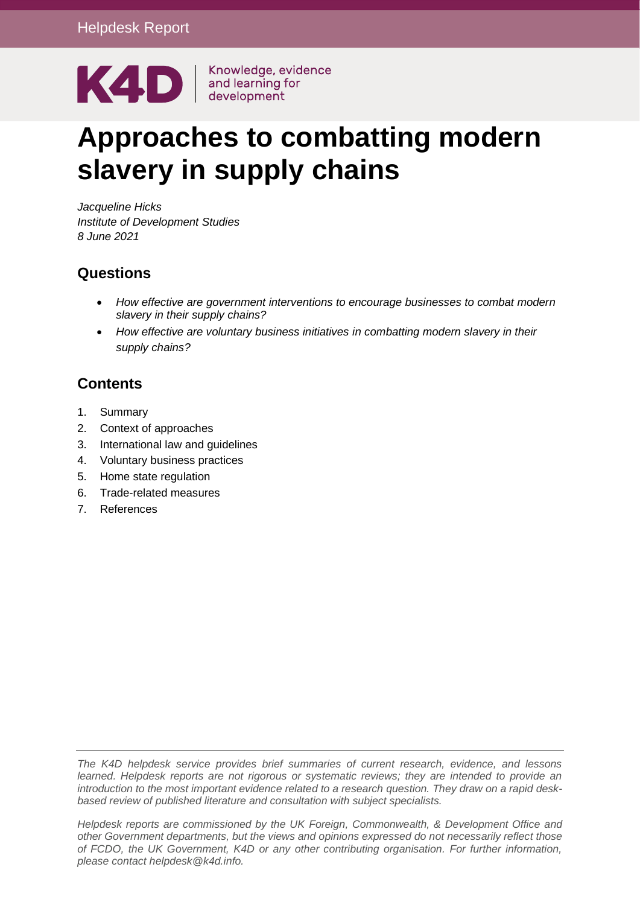Helpdesk Report

K4D | Knowledge, evidence and learning for development

# Approaches to combatting modern slavery in supply chains

*Jacqueline Hicks*
*Institute of Development Studies*
*8 June 2021*

## Questions

- *How effective are government interventions to encourage businesses to combat modern slavery in their supply chains?*
- *How effective are voluntary business initiatives in combatting modern slavery in their supply chains?*

## Contents

1. Summary
2. Context of approaches
3. International law and guidelines
4. Voluntary business practices
5. Home state regulation
6. Trade-related measures
7. References

*The K4D helpdesk service provides brief summaries of current research, evidence, and lessons learned. Helpdesk reports are not rigorous or systematic reviews; they are intended to provide an introduction to the most important evidence related to a research question. They draw on a rapid desk-based review of published literature and consultation with subject specialists.*

*Helpdesk reports are commissioned by the UK Foreign, Commonwealth, & Development Office and other Government departments, but the views and opinions expressed do not necessarily reflect those of FCDO, the UK Government, K4D or any other contributing organisation. For further information, please contact helpdesk@k4d.info.*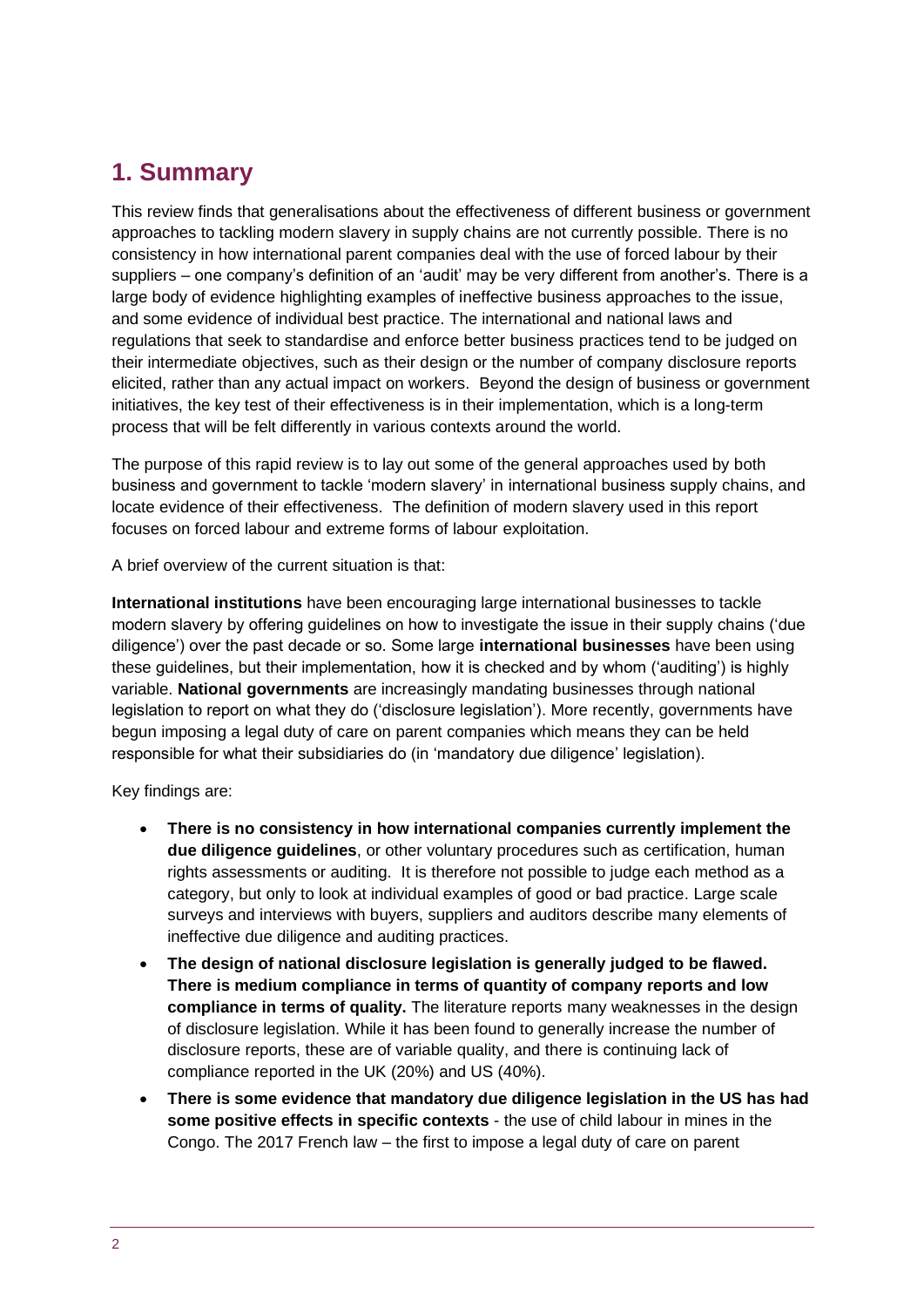# 1. Summary

This review finds that generalisations about the effectiveness of different business or government approaches to tackling modern slavery in supply chains are not currently possible. There is no consistency in how international parent companies deal with the use of forced labour by their suppliers – one company's definition of an 'audit' may be very different from another's. There is a large body of evidence highlighting examples of ineffective business approaches to the issue, and some evidence of individual best practice. The international and national laws and regulations that seek to standardise and enforce better business practices tend to be judged on their intermediate objectives, such as their design or the number of company disclosure reports elicited, rather than any actual impact on workers. Beyond the design of business or government initiatives, the key test of their effectiveness is in their implementation, which is a long-term process that will be felt differently in various contexts around the world.

The purpose of this rapid review is to lay out some of the general approaches used by both business and government to tackle 'modern slavery' in international business supply chains, and locate evidence of their effectiveness. The definition of modern slavery used in this report focuses on forced labour and extreme forms of labour exploitation.

A brief overview of the current situation is that:

**International institutions** have been encouraging large international businesses to tackle modern slavery by offering guidelines on how to investigate the issue in their supply chains ('due diligence') over the past decade or so. Some large **international businesses** have been using these guidelines, but their implementation, how it is checked and by whom ('auditing') is highly variable. **National governments** are increasingly mandating businesses through national legislation to report on what they do ('disclosure legislation'). More recently, governments have begun imposing a legal duty of care on parent companies which means they can be held responsible for what their subsidiaries do (in 'mandatory due diligence' legislation).

Key findings are:

- **There is no consistency in how international companies currently implement the due diligence guidelines**, or other voluntary procedures such as certification, human rights assessments or auditing. It is therefore not possible to judge each method as a category, but only to look at individual examples of good or bad practice. Large scale surveys and interviews with buyers, suppliers and auditors describe many elements of ineffective due diligence and auditing practices.
- **The design of national disclosure legislation is generally judged to be flawed. There is medium compliance in terms of quantity of company reports and low compliance in terms of quality.** The literature reports many weaknesses in the design of disclosure legislation. While it has been found to generally increase the number of disclosure reports, these are of variable quality, and there is continuing lack of compliance reported in the UK (20%) and US (40%).
- **There is some evidence that mandatory due diligence legislation in the US has had some positive effects in specific contexts** - the use of child labour in mines in the Congo. The 2017 French law – the first to impose a legal duty of care on parent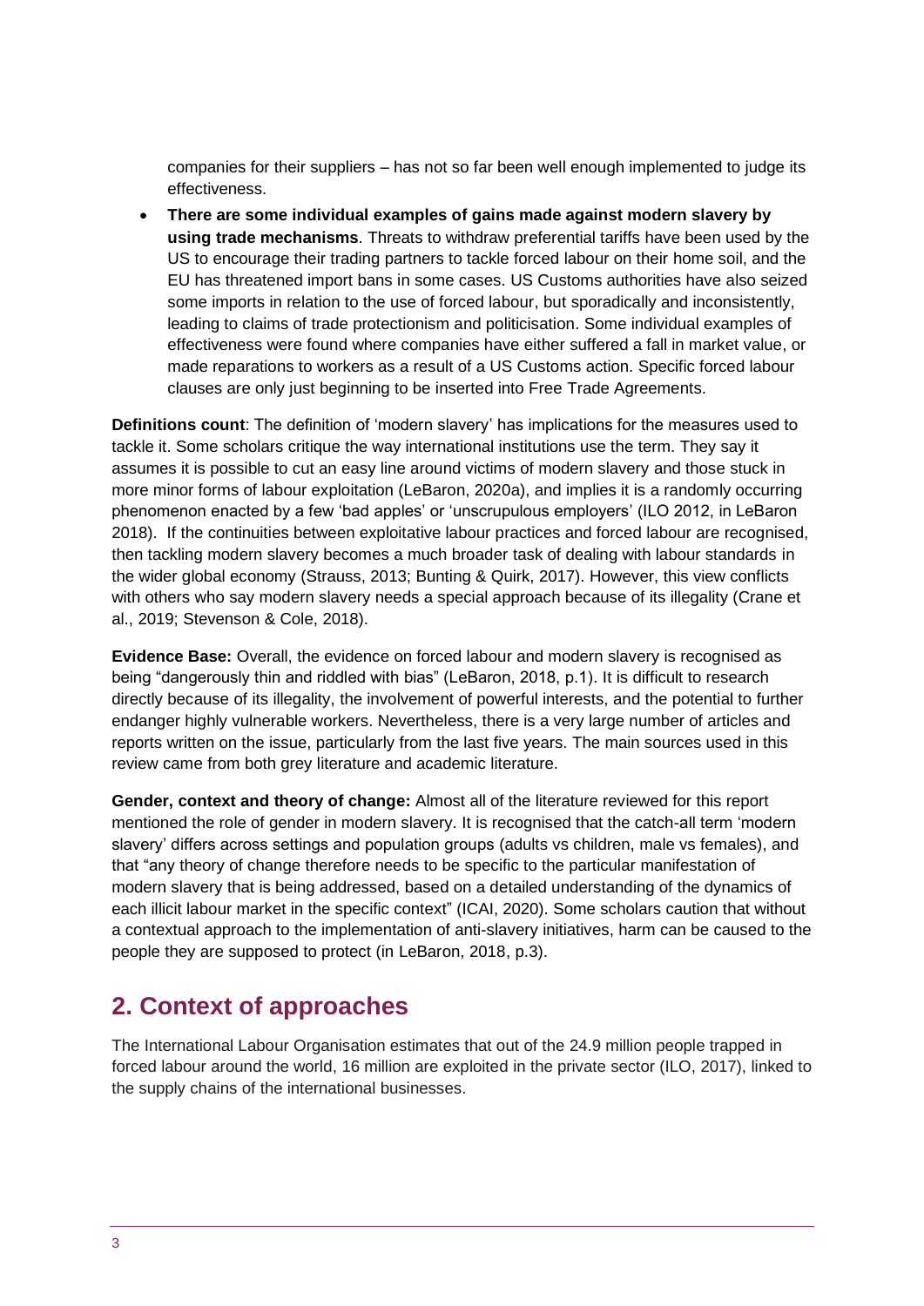companies for their suppliers – has not so far been well enough implemented to judge its effectiveness.

- **There are some individual examples of gains made against modern slavery by using trade mechanisms**. Threats to withdraw preferential tariffs have been used by the US to encourage their trading partners to tackle forced labour on their home soil, and the EU has threatened import bans in some cases. US Customs authorities have also seized some imports in relation to the use of forced labour, but sporadically and inconsistently, leading to claims of trade protectionism and politicisation. Some individual examples of effectiveness were found where companies have either suffered a fall in market value, or made reparations to workers as a result of a US Customs action. Specific forced labour clauses are only just beginning to be inserted into Free Trade Agreements.

**Definitions count**: The definition of 'modern slavery' has implications for the measures used to tackle it. Some scholars critique the way international institutions use the term. They say it assumes it is possible to cut an easy line around victims of modern slavery and those stuck in more minor forms of labour exploitation (LeBaron, 2020a), and implies it is a randomly occurring phenomenon enacted by a few 'bad apples' or 'unscrupulous employers' (ILO 2012, in LeBaron 2018). If the continuities between exploitative labour practices and forced labour are recognised, then tackling modern slavery becomes a much broader task of dealing with labour standards in the wider global economy (Strauss, 2013; Bunting & Quirk, 2017). However, this view conflicts with others who say modern slavery needs a special approach because of its illegality (Crane et al., 2019; Stevenson & Cole, 2018).

**Evidence Base:** Overall, the evidence on forced labour and modern slavery is recognised as being "dangerously thin and riddled with bias" (LeBaron, 2018, p.1). It is difficult to research directly because of its illegality, the involvement of powerful interests, and the potential to further endanger highly vulnerable workers. Nevertheless, there is a very large number of articles and reports written on the issue, particularly from the last five years. The main sources used in this review came from both grey literature and academic literature.

**Gender, context and theory of change:** Almost all of the literature reviewed for this report mentioned the role of gender in modern slavery. It is recognised that the catch-all term 'modern slavery' differs across settings and population groups (adults vs children, male vs females), and that "any theory of change therefore needs to be specific to the particular manifestation of modern slavery that is being addressed, based on a detailed understanding of the dynamics of each illicit labour market in the specific context" (ICAI, 2020). Some scholars caution that without a contextual approach to the implementation of anti-slavery initiatives, harm can be caused to the people they are supposed to protect (in LeBaron, 2018, p.3).

## 2. Context of approaches

The International Labour Organisation estimates that out of the 24.9 million people trapped in forced labour around the world, 16 million are exploited in the private sector (ILO, 2017), linked to the supply chains of the international businesses.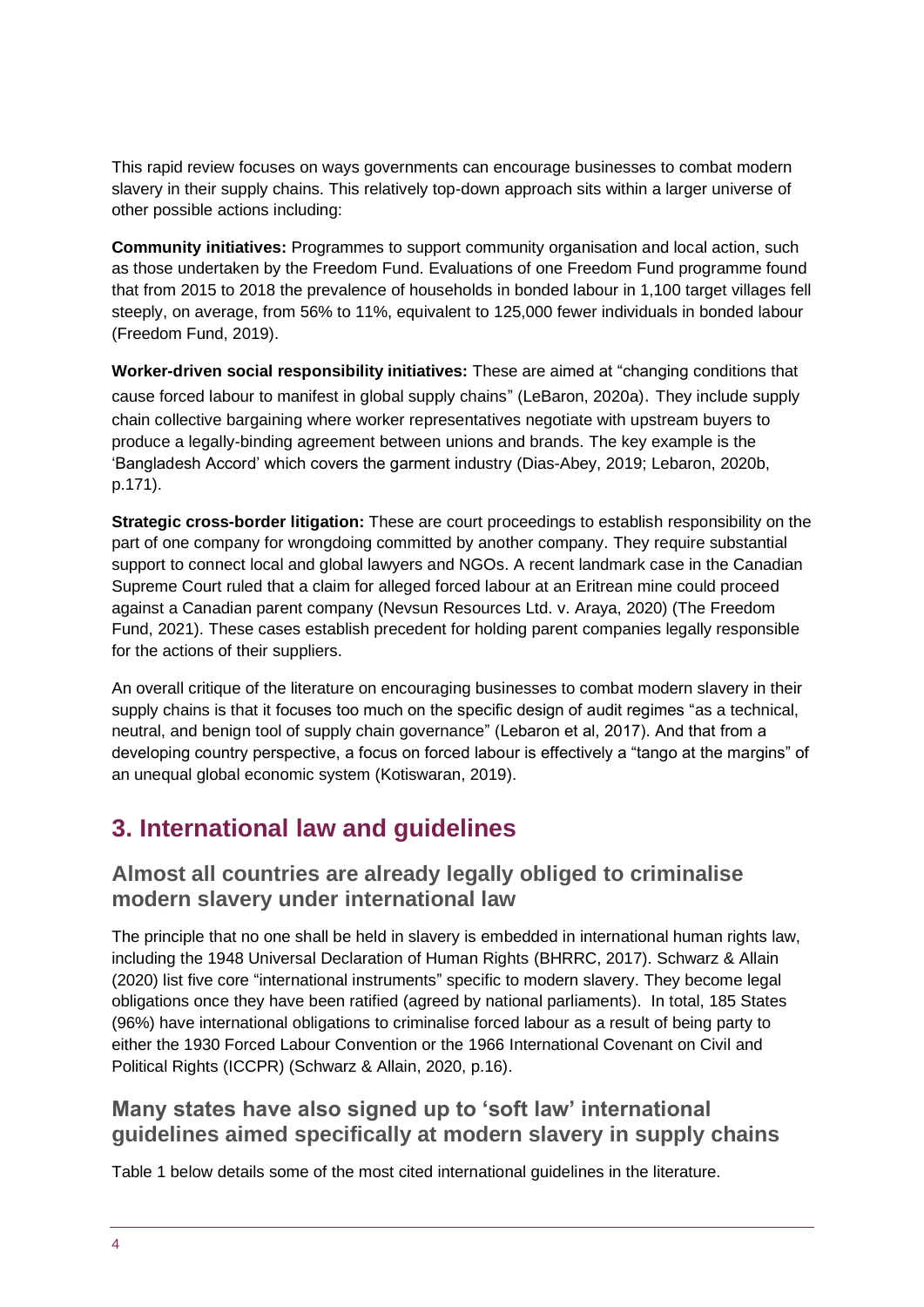This rapid review focuses on ways governments can encourage businesses to combat modern slavery in their supply chains. This relatively top-down approach sits within a larger universe of other possible actions including:

**Community initiatives:** Programmes to support community organisation and local action, such as those undertaken by the Freedom Fund. Evaluations of one Freedom Fund programme found that from 2015 to 2018 the prevalence of households in bonded labour in 1,100 target villages fell steeply, on average, from 56% to 11%, equivalent to 125,000 fewer individuals in bonded labour (Freedom Fund, 2019).

**Worker-driven social responsibility initiatives:** These are aimed at "changing conditions that cause forced labour to manifest in global supply chains" (LeBaron, 2020a). They include supply chain collective bargaining where worker representatives negotiate with upstream buyers to produce a legally-binding agreement between unions and brands. The key example is the 'Bangladesh Accord' which covers the garment industry (Dias-Abey, 2019; Lebaron, 2020b, p.171).

**Strategic cross-border litigation:** These are court proceedings to establish responsibility on the part of one company for wrongdoing committed by another company. They require substantial support to connect local and global lawyers and NGOs. A recent landmark case in the Canadian Supreme Court ruled that a claim for alleged forced labour at an Eritrean mine could proceed against a Canadian parent company (Nevsun Resources Ltd. v. Araya, 2020) (The Freedom Fund, 2021). These cases establish precedent for holding parent companies legally responsible for the actions of their suppliers.

An overall critique of the literature on encouraging businesses to combat modern slavery in their supply chains is that it focuses too much on the specific design of audit regimes "as a technical, neutral, and benign tool of supply chain governance" (Lebaron et al, 2017). And that from a developing country perspective, a focus on forced labour is effectively a "tango at the margins" of an unequal global economic system (Kotiswaran, 2019).

# 3. International law and guidelines

## Almost all countries are already legally obliged to criminalise modern slavery under international law

The principle that no one shall be held in slavery is embedded in international human rights law, including the 1948 Universal Declaration of Human Rights (BHRRC, 2017). Schwarz & Allain (2020) list five core "international instruments" specific to modern slavery. They become legal obligations once they have been ratified (agreed by national parliaments). In total, 185 States (96%) have international obligations to criminalise forced labour as a result of being party to either the 1930 Forced Labour Convention or the 1966 International Covenant on Civil and Political Rights (ICCPR) (Schwarz & Allain, 2020, p.16).

## Many states have also signed up to 'soft law' international guidelines aimed specifically at modern slavery in supply chains

Table 1 below details some of the most cited international guidelines in the literature.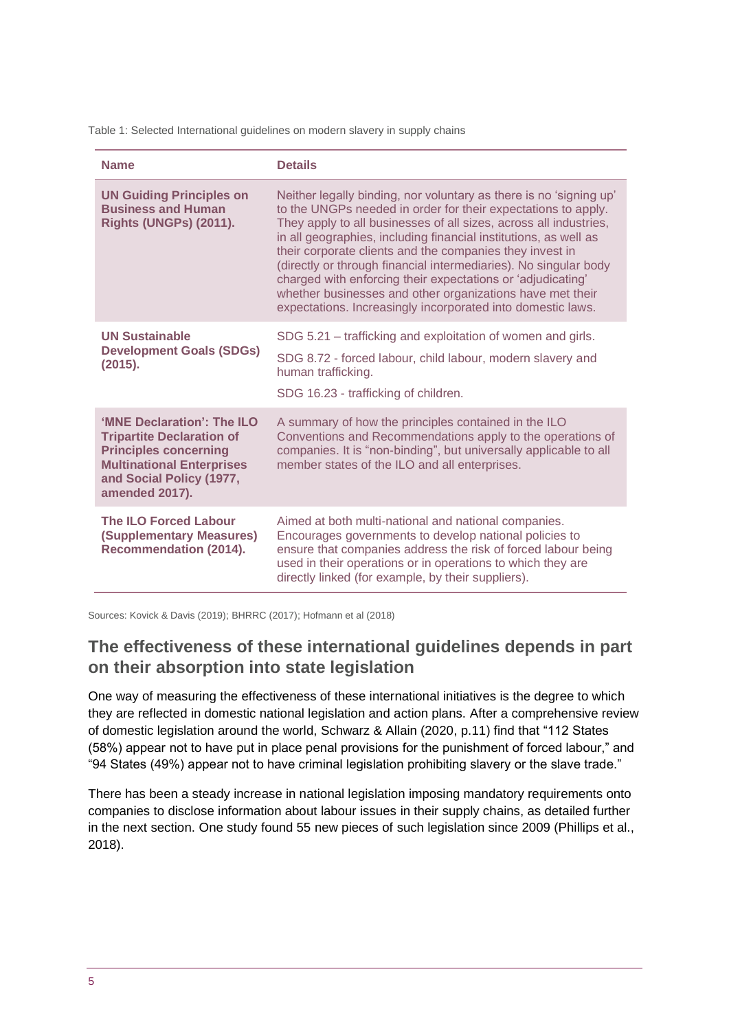Table 1: Selected International guidelines on modern slavery in supply chains

| Name | Details |
| --- | --- |
| **UN Guiding Principles on Business and Human Rights (UNGPs) (2011).** | Neither legally binding, nor voluntary as there is no 'signing up' to the UNGPs needed in order for their expectations to apply. They apply to all businesses of all sizes, across all industries, in all geographies, including financial institutions, as well as their corporate clients and the companies they invest in (directly or through financial intermediaries). No singular body charged with enforcing their expectations or 'adjudicating' whether businesses and other organizations have met their expectations. Increasingly incorporated into domestic laws. |
| **UN Sustainable Development Goals (SDGs) (2015).** | SDG 5.21 – trafficking and exploitation of women and girls.<br>SDG 8.72 - forced labour, child labour, modern slavery and human trafficking.<br>SDG 16.23 - trafficking of children. |
| **'MNE Declaration': The ILO Tripartite Declaration of Principles concerning Multinational Enterprises and Social Policy (1977, amended 2017).** | A summary of how the principles contained in the ILO Conventions and Recommendations apply to the operations of companies. It is "non-binding", but universally applicable to all member states of the ILO and all enterprises. |
| **The ILO Forced Labour (Supplementary Measures) Recommendation (2014).** | Aimed at both multi-national and national companies. Encourages governments to develop national policies to ensure that companies address the risk of forced labour being used in their operations or in operations to which they are directly linked (for example, by their suppliers). |

Sources: Kovick & Davis (2019); BHRRC (2017); Hofmann et al (2018)

## The effectiveness of these international guidelines depends in part on their absorption into state legislation

One way of measuring the effectiveness of these international initiatives is the degree to which they are reflected in domestic national legislation and action plans. After a comprehensive review of domestic legislation around the world, Schwarz & Allain (2020, p.11) find that "112 States (58%) appear not to have put in place penal provisions for the punishment of forced labour," and "94 States (49%) appear not to have criminal legislation prohibiting slavery or the slave trade."

There has been a steady increase in national legislation imposing mandatory requirements onto companies to disclose information about labour issues in their supply chains, as detailed further in the next section. One study found 55 new pieces of such legislation since 2009 (Phillips et al., 2018).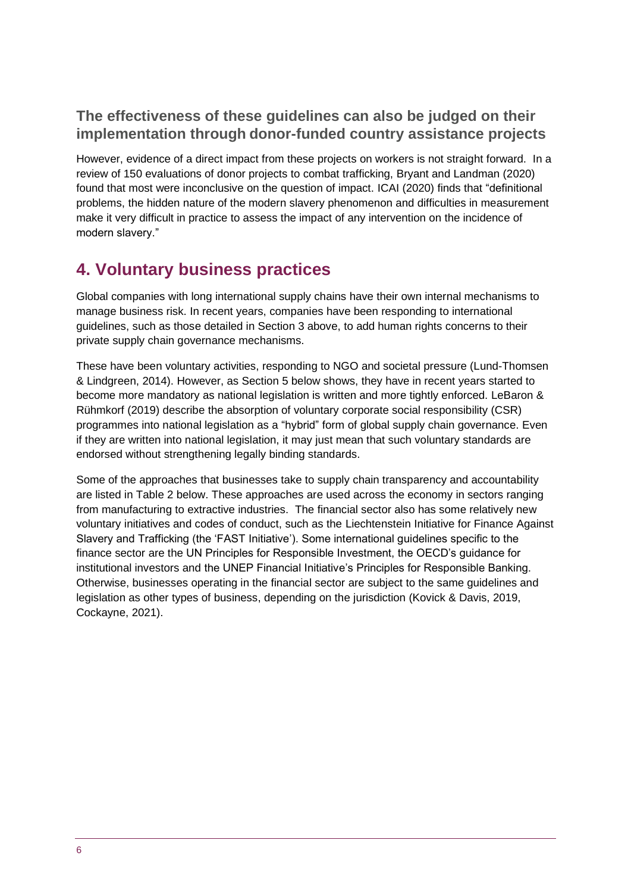### The effectiveness of these guidelines can also be judged on their implementation through donor-funded country assistance projects

However, evidence of a direct impact from these projects on workers is not straight forward. In a review of 150 evaluations of donor projects to combat trafficking, Bryant and Landman (2020) found that most were inconclusive on the question of impact. ICAI (2020) finds that "definitional problems, the hidden nature of the modern slavery phenomenon and difficulties in measurement make it very difficult in practice to assess the impact of any intervention on the incidence of modern slavery."

## 4. Voluntary business practices

Global companies with long international supply chains have their own internal mechanisms to manage business risk. In recent years, companies have been responding to international guidelines, such as those detailed in Section 3 above, to add human rights concerns to their private supply chain governance mechanisms.

These have been voluntary activities, responding to NGO and societal pressure (Lund-Thomsen & Lindgreen, 2014). However, as Section 5 below shows, they have in recent years started to become more mandatory as national legislation is written and more tightly enforced. LeBaron & Rühmkorf (2019) describe the absorption of voluntary corporate social responsibility (CSR) programmes into national legislation as a "hybrid" form of global supply chain governance. Even if they are written into national legislation, it may just mean that such voluntary standards are endorsed without strengthening legally binding standards.

Some of the approaches that businesses take to supply chain transparency and accountability are listed in Table 2 below. These approaches are used across the economy in sectors ranging from manufacturing to extractive industries. The financial sector also has some relatively new voluntary initiatives and codes of conduct, such as the Liechtenstein Initiative for Finance Against Slavery and Trafficking (the 'FAST Initiative'). Some international guidelines specific to the finance sector are the UN Principles for Responsible Investment, the OECD's guidance for institutional investors and the UNEP Financial Initiative's Principles for Responsible Banking. Otherwise, businesses operating in the financial sector are subject to the same guidelines and legislation as other types of business, depending on the jurisdiction (Kovick & Davis, 2019, Cockayne, 2021).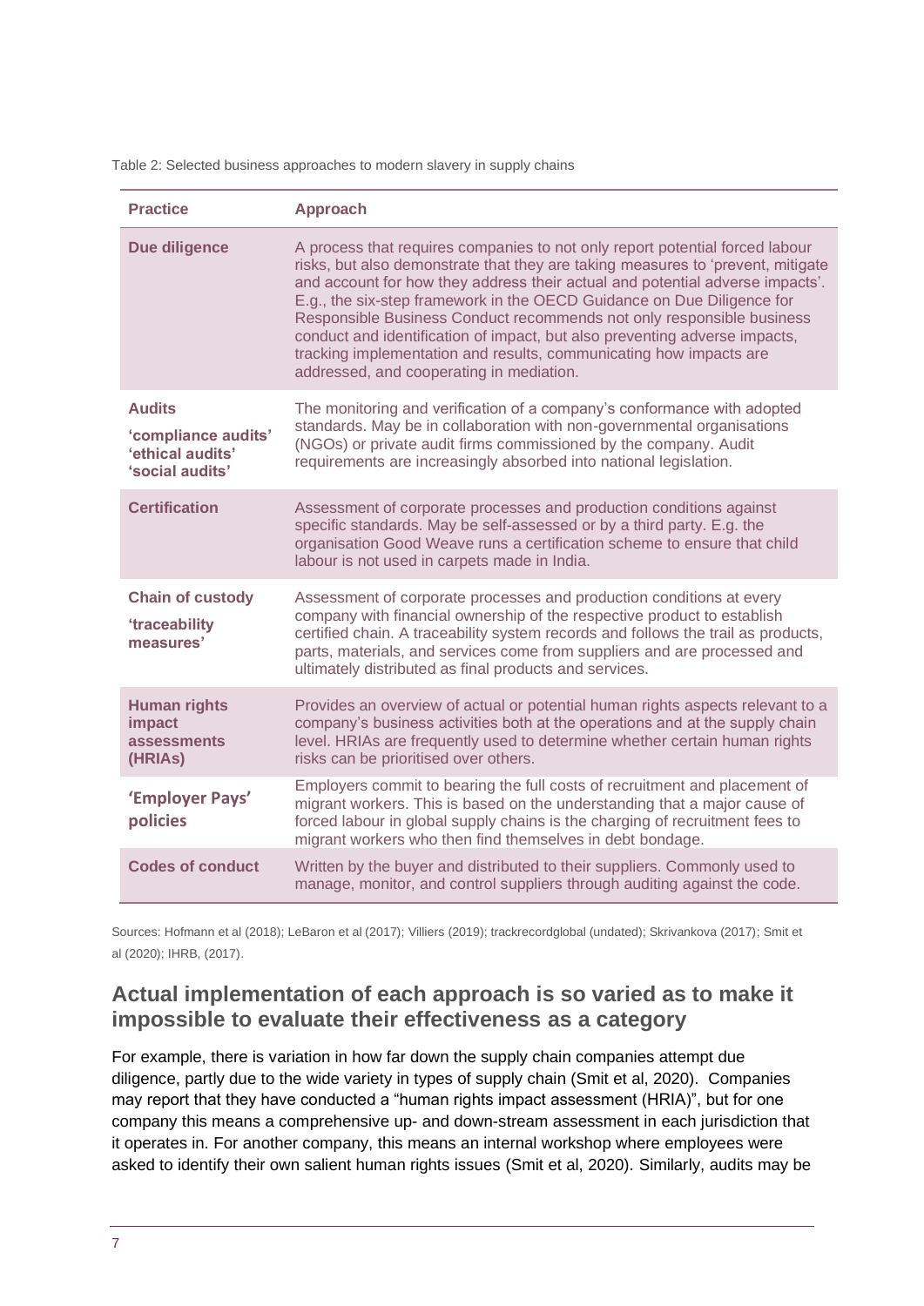Table 2: Selected business approaches to modern slavery in supply chains

| Practice | Approach |
|---|---|
| **Due diligence** | A process that requires companies to not only report potential forced labour risks, but also demonstrate that they are taking measures to 'prevent, mitigate and account for how they address their actual and potential adverse impacts'. E.g., the six-step framework in the OECD Guidance on Due Diligence for Responsible Business Conduct recommends not only responsible business conduct and identification of impact, but also preventing adverse impacts, tracking implementation and results, communicating how impacts are addressed, and cooperating in mediation. |
| **Audits** **'compliance audits' 'ethical audits' 'social audits'** | The monitoring and verification of a company's conformance with adopted standards. May be in collaboration with non-governmental organisations (NGOs) or private audit firms commissioned by the company. Audit requirements are increasingly absorbed into national legislation. |
| **Certification** | Assessment of corporate processes and production conditions against specific standards. May be self-assessed or by a third party. E.g. the organisation Good Weave runs a certification scheme to ensure that child labour is not used in carpets made in India. |
| **Chain of custody** **'traceability measures'** | Assessment of corporate processes and production conditions at every company with financial ownership of the respective product to establish certified chain. A traceability system records and follows the trail as products, parts, materials, and services come from suppliers and are processed and ultimately distributed as final products and services. |
| **Human rights impact assessments (HRIAs)** | Provides an overview of actual or potential human rights aspects relevant to a company's business activities both at the operations and at the supply chain level. HRIAs are frequently used to determine whether certain human rights risks can be prioritised over others. |
| **'Employer Pays' policies** | Employers commit to bearing the full costs of recruitment and placement of migrant workers. This is based on the understanding that a major cause of forced labour in global supply chains is the charging of recruitment fees to migrant workers who then find themselves in debt bondage. |
| **Codes of conduct** | Written by the buyer and distributed to their suppliers. Commonly used to manage, monitor, and control suppliers through auditing against the code. |

Sources: Hofmann et al (2018); LeBaron et al (2017); Villiers (2019); trackrecordglobal (undated); Skrivankova (2017); Smit et al (2020); IHRB, (2017).

## Actual implementation of each approach is so varied as to make it impossible to evaluate their effectiveness as a category

For example, there is variation in how far down the supply chain companies attempt due diligence, partly due to the wide variety in types of supply chain (Smit et al, 2020). Companies may report that they have conducted a "human rights impact assessment (HRIA)", but for one company this means a comprehensive up- and down-stream assessment in each jurisdiction that it operates in. For another company, this means an internal workshop where employees were asked to identify their own salient human rights issues (Smit et al, 2020). Similarly, audits may be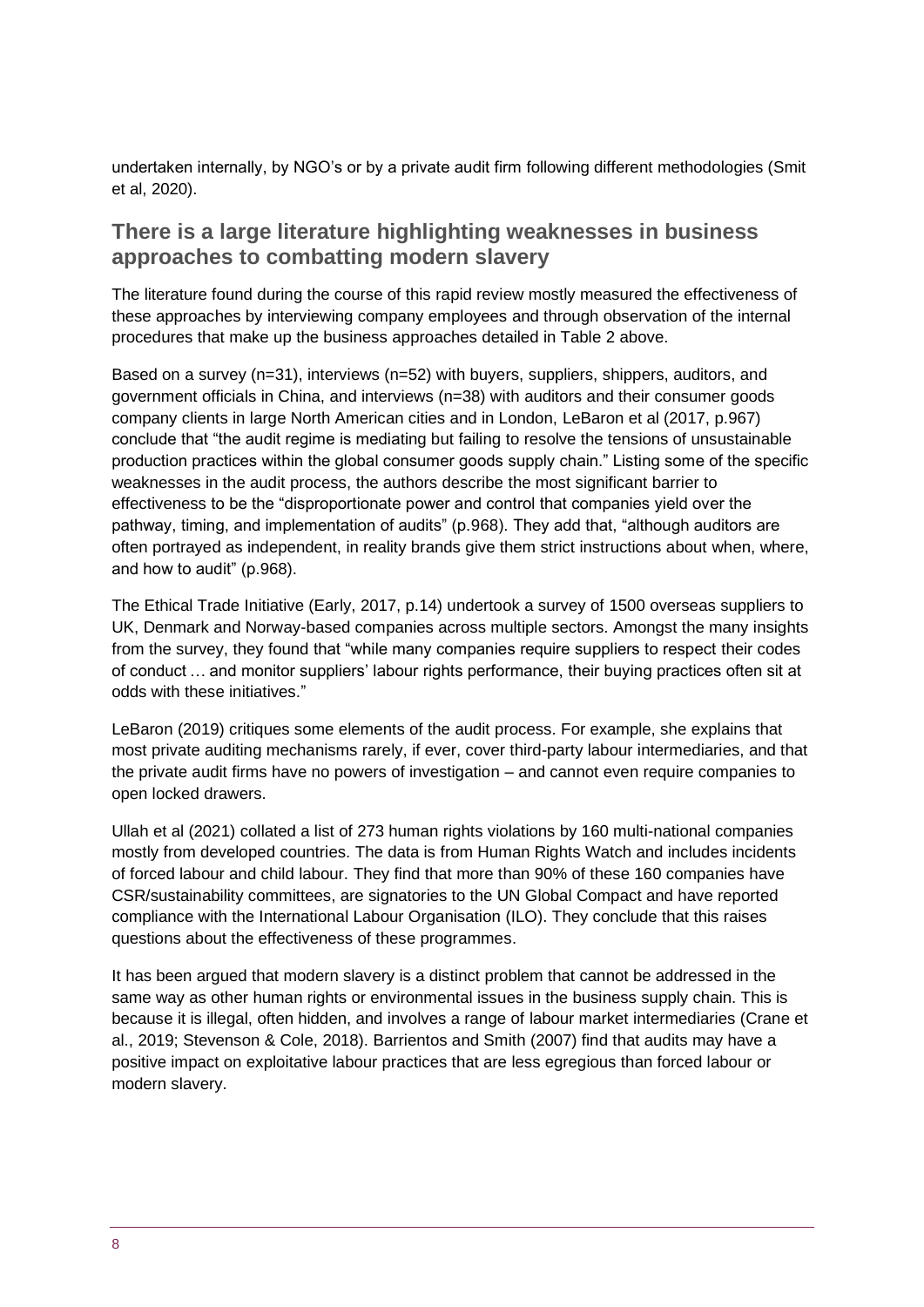undertaken internally, by NGO's or by a private audit firm following different methodologies (Smit et al, 2020).

## There is a large literature highlighting weaknesses in business approaches to combatting modern slavery

The literature found during the course of this rapid review mostly measured the effectiveness of these approaches by interviewing company employees and through observation of the internal procedures that make up the business approaches detailed in Table 2 above.

Based on a survey (n=31), interviews (n=52) with buyers, suppliers, shippers, auditors, and government officials in China, and interviews (n=38) with auditors and their consumer goods company clients in large North American cities and in London, LeBaron et al (2017, p.967) conclude that "the audit regime is mediating but failing to resolve the tensions of unsustainable production practices within the global consumer goods supply chain." Listing some of the specific weaknesses in the audit process, the authors describe the most significant barrier to effectiveness to be the "disproportionate power and control that companies yield over the pathway, timing, and implementation of audits" (p.968). They add that, "although auditors are often portrayed as independent, in reality brands give them strict instructions about when, where, and how to audit" (p.968).

The Ethical Trade Initiative (Early, 2017, p.14) undertook a survey of 1500 overseas suppliers to UK, Denmark and Norway-based companies across multiple sectors. Amongst the many insights from the survey, they found that "while many companies require suppliers to respect their codes of conduct … and monitor suppliers' labour rights performance, their buying practices often sit at odds with these initiatives."

LeBaron (2019) critiques some elements of the audit process. For example, she explains that most private auditing mechanisms rarely, if ever, cover third-party labour intermediaries, and that the private audit firms have no powers of investigation – and cannot even require companies to open locked drawers.

Ullah et al (2021) collated a list of 273 human rights violations by 160 multi-national companies mostly from developed countries. The data is from Human Rights Watch and includes incidents of forced labour and child labour. They find that more than 90% of these 160 companies have CSR/sustainability committees, are signatories to the UN Global Compact and have reported compliance with the International Labour Organisation (ILO). They conclude that this raises questions about the effectiveness of these programmes.

It has been argued that modern slavery is a distinct problem that cannot be addressed in the same way as other human rights or environmental issues in the business supply chain. This is because it is illegal, often hidden, and involves a range of labour market intermediaries (Crane et al., 2019; Stevenson & Cole, 2018). Barrientos and Smith (2007) find that audits may have a positive impact on exploitative labour practices that are less egregious than forced labour or modern slavery.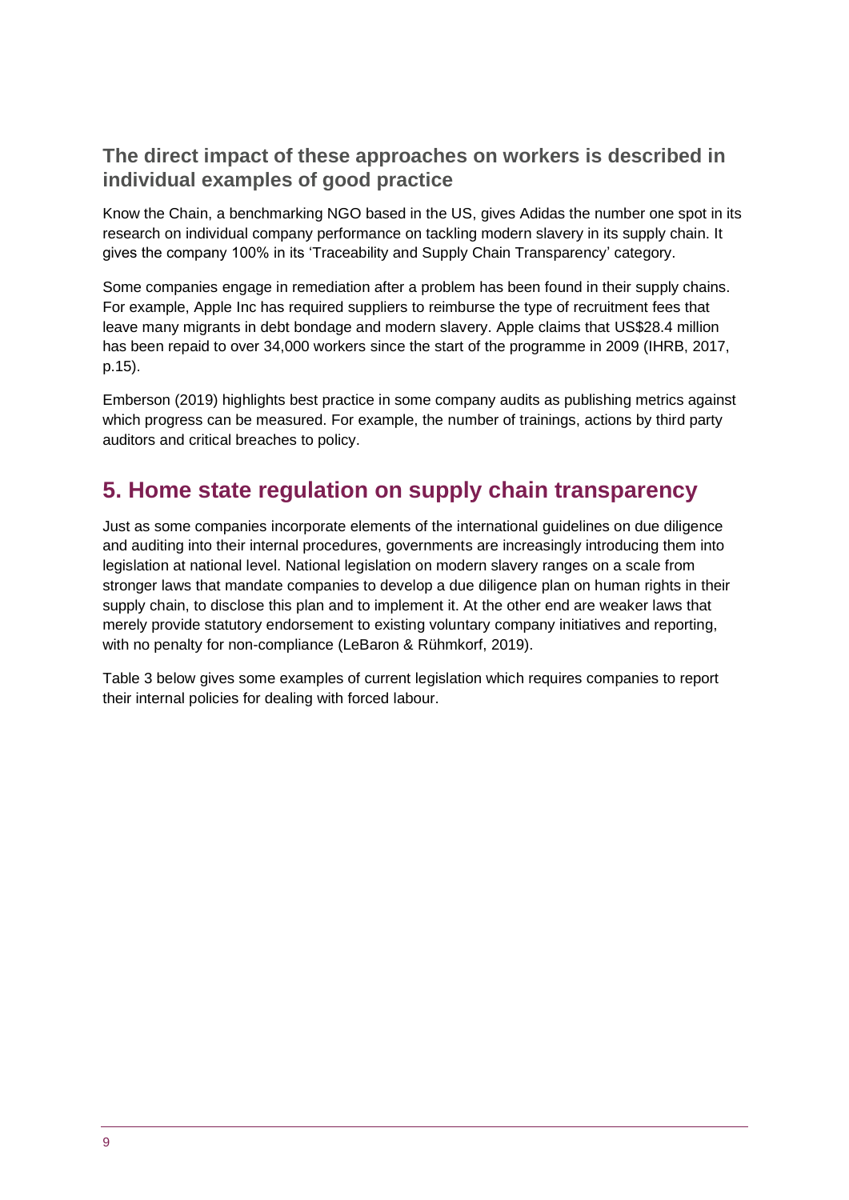### The direct impact of these approaches on workers is described in individual examples of good practice

Know the Chain, a benchmarking NGO based in the US, gives Adidas the number one spot in its research on individual company performance on tackling modern slavery in its supply chain. It gives the company 100% in its 'Traceability and Supply Chain Transparency' category.

Some companies engage in remediation after a problem has been found in their supply chains. For example, Apple Inc has required suppliers to reimburse the type of recruitment fees that leave many migrants in debt bondage and modern slavery. Apple claims that US$28.4 million has been repaid to over 34,000 workers since the start of the programme in 2009 (IHRB, 2017, p.15).

Emberson (2019) highlights best practice in some company audits as publishing metrics against which progress can be measured. For example, the number of trainings, actions by third party auditors and critical breaches to policy.

## 5. Home state regulation on supply chain transparency

Just as some companies incorporate elements of the international guidelines on due diligence and auditing into their internal procedures, governments are increasingly introducing them into legislation at national level. National legislation on modern slavery ranges on a scale from stronger laws that mandate companies to develop a due diligence plan on human rights in their supply chain, to disclose this plan and to implement it. At the other end are weaker laws that merely provide statutory endorsement to existing voluntary company initiatives and reporting, with no penalty for non-compliance (LeBaron & Rühmkorf, 2019).

Table 3 below gives some examples of current legislation which requires companies to report their internal policies for dealing with forced labour.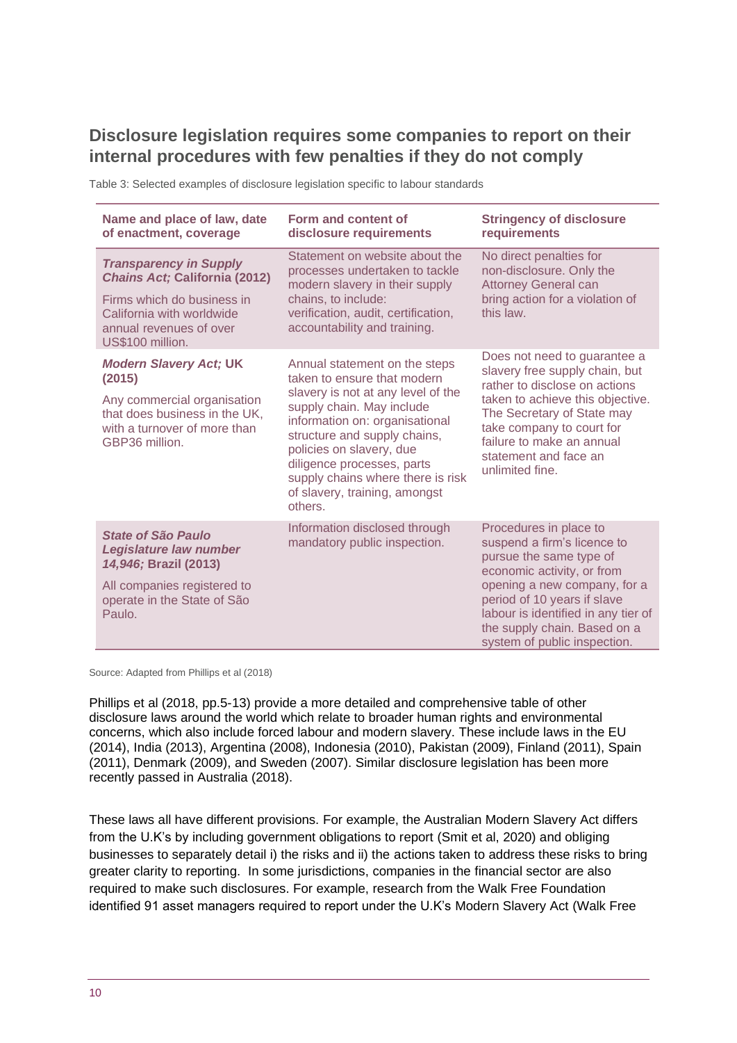## Disclosure legislation requires some companies to report on their internal procedures with few penalties if they do not comply

Table 3: Selected examples of disclosure legislation specific to labour standards

| Name and place of law, date of enactment, coverage | Form and content of disclosure requirements | Stringency of disclosure requirements |
|---|---|---|
| ***Transparency in Supply Chains Act;* California (2012)**<br><br>Firms which do business in California with worldwide annual revenues of over US$100 million. | Statement on website about the processes undertaken to tackle modern slavery in their supply chains, to include: verification, audit, certification, accountability and training. | No direct penalties for non-disclosure. Only the Attorney General can bring action for a violation of this law. |
| ***Modern Slavery Act;* UK (2015)**<br><br>Any commercial organisation that does business in the UK, with a turnover of more than GBP36 million. | Annual statement on the steps taken to ensure that modern slavery is not at any level of the supply chain. May include information on: organisational structure and supply chains, policies on slavery, due diligence processes, parts supply chains where there is risk of slavery, training, amongst others. | Does not need to guarantee a slavery free supply chain, but rather to disclose on actions taken to achieve this objective. The Secretary of State may take company to court for failure to make an annual statement and face an unlimited fine. |
| ***State of São Paulo Legislature law number 14,946;* Brazil (2013)**<br><br>All companies registered to operate in the State of São Paulo. | Information disclosed through mandatory public inspection. | Procedures in place to suspend a firm's licence to pursue the same type of economic activity, or from opening a new company, for a period of 10 years if slave labour is identified in any tier of the supply chain. Based on a system of public inspection. |

Source: Adapted from Phillips et al (2018)

Phillips et al (2018, pp.5-13) provide a more detailed and comprehensive table of other disclosure laws around the world which relate to broader human rights and environmental concerns, which also include forced labour and modern slavery. These include laws in the EU (2014), India (2013), Argentina (2008), Indonesia (2010), Pakistan (2009), Finland (2011), Spain (2011), Denmark (2009), and Sweden (2007). Similar disclosure legislation has been more recently passed in Australia (2018).

These laws all have different provisions. For example, the Australian Modern Slavery Act differs from the U.K's by including government obligations to report (Smit et al, 2020) and obliging businesses to separately detail i) the risks and ii) the actions taken to address these risks to bring greater clarity to reporting. In some jurisdictions, companies in the financial sector are also required to make such disclosures. For example, research from the Walk Free Foundation identified 91 asset managers required to report under the U.K's Modern Slavery Act (Walk Free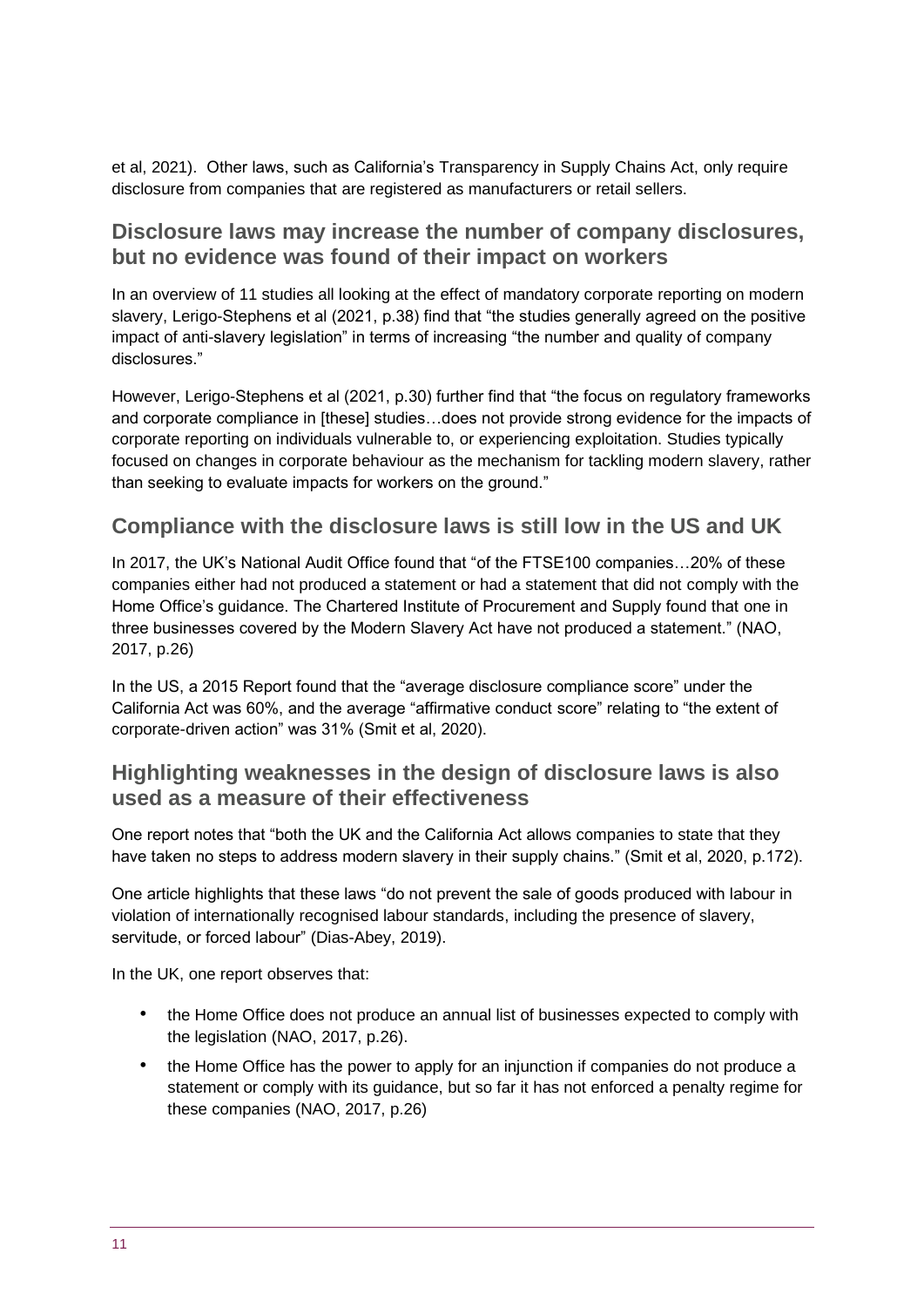et al, 2021). Other laws, such as California's Transparency in Supply Chains Act, only require disclosure from companies that are registered as manufacturers or retail sellers.

## Disclosure laws may increase the number of company disclosures, but no evidence was found of their impact on workers

In an overview of 11 studies all looking at the effect of mandatory corporate reporting on modern slavery, Lerigo-Stephens et al (2021, p.38) find that "the studies generally agreed on the positive impact of anti-slavery legislation" in terms of increasing "the number and quality of company disclosures."

However, Lerigo-Stephens et al (2021, p.30) further find that "the focus on regulatory frameworks and corporate compliance in [these] studies…does not provide strong evidence for the impacts of corporate reporting on individuals vulnerable to, or experiencing exploitation. Studies typically focused on changes in corporate behaviour as the mechanism for tackling modern slavery, rather than seeking to evaluate impacts for workers on the ground."

## Compliance with the disclosure laws is still low in the US and UK

In 2017, the UK's National Audit Office found that "of the FTSE100 companies…20% of these companies either had not produced a statement or had a statement that did not comply with the Home Office's guidance. The Chartered Institute of Procurement and Supply found that one in three businesses covered by the Modern Slavery Act have not produced a statement." (NAO, 2017, p.26)

In the US, a 2015 Report found that the "average disclosure compliance score" under the California Act was 60%, and the average "affirmative conduct score" relating to "the extent of corporate-driven action" was 31% (Smit et al, 2020).

## Highlighting weaknesses in the design of disclosure laws is also used as a measure of their effectiveness

One report notes that "both the UK and the California Act allows companies to state that they have taken no steps to address modern slavery in their supply chains." (Smit et al, 2020, p.172).

One article highlights that these laws "do not prevent the sale of goods produced with labour in violation of internationally recognised labour standards, including the presence of slavery, servitude, or forced labour" (Dias-Abey, 2019).

In the UK, one report observes that:

- the Home Office does not produce an annual list of businesses expected to comply with the legislation (NAO, 2017, p.26).
- the Home Office has the power to apply for an injunction if companies do not produce a statement or comply with its guidance, but so far it has not enforced a penalty regime for these companies (NAO, 2017, p.26)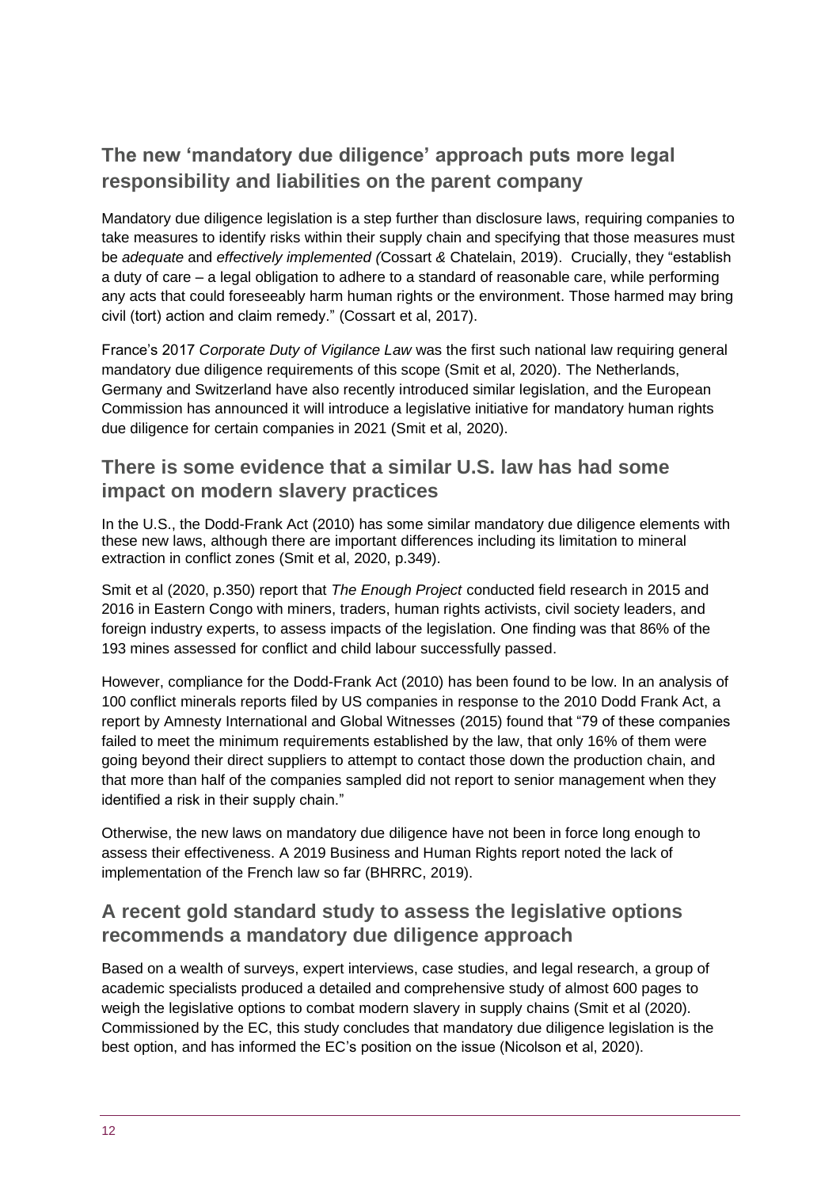## The new 'mandatory due diligence' approach puts more legal responsibility and liabilities on the parent company

Mandatory due diligence legislation is a step further than disclosure laws, requiring companies to take measures to identify risks within their supply chain and specifying that those measures must be *adequate* and *effectively implemented (*Cossart *&* Chatelain, 2019). Crucially, they "establish a duty of care – a legal obligation to adhere to a standard of reasonable care, while performing any acts that could foreseeably harm human rights or the environment. Those harmed may bring civil (tort) action and claim remedy." (Cossart et al, 2017).

France's 2017 *Corporate Duty of Vigilance Law* was the first such national law requiring general mandatory due diligence requirements of this scope (Smit et al, 2020). The Netherlands, Germany and Switzerland have also recently introduced similar legislation, and the European Commission has announced it will introduce a legislative initiative for mandatory human rights due diligence for certain companies in 2021 (Smit et al, 2020).

## There is some evidence that a similar U.S. law has had some impact on modern slavery practices

In the U.S., the Dodd-Frank Act (2010) has some similar mandatory due diligence elements with these new laws, although there are important differences including its limitation to mineral extraction in conflict zones (Smit et al, 2020, p.349).

Smit et al (2020, p.350) report that *The Enough Project* conducted field research in 2015 and 2016 in Eastern Congo with miners, traders, human rights activists, civil society leaders, and foreign industry experts, to assess impacts of the legislation. One finding was that 86% of the 193 mines assessed for conflict and child labour successfully passed.

However, compliance for the Dodd-Frank Act (2010) has been found to be low. In an analysis of 100 conflict minerals reports filed by US companies in response to the 2010 Dodd Frank Act, a report by Amnesty International and Global Witnesses (2015) found that "79 of these companies failed to meet the minimum requirements established by the law, that only 16% of them were going beyond their direct suppliers to attempt to contact those down the production chain, and that more than half of the companies sampled did not report to senior management when they identified a risk in their supply chain."

Otherwise, the new laws on mandatory due diligence have not been in force long enough to assess their effectiveness. A 2019 Business and Human Rights report noted the lack of implementation of the French law so far (BHRRC, 2019).

## A recent gold standard study to assess the legislative options recommends a mandatory due diligence approach

Based on a wealth of surveys, expert interviews, case studies, and legal research, a group of academic specialists produced a detailed and comprehensive study of almost 600 pages to weigh the legislative options to combat modern slavery in supply chains (Smit et al (2020). Commissioned by the EC, this study concludes that mandatory due diligence legislation is the best option, and has informed the EC's position on the issue (Nicolson et al, 2020).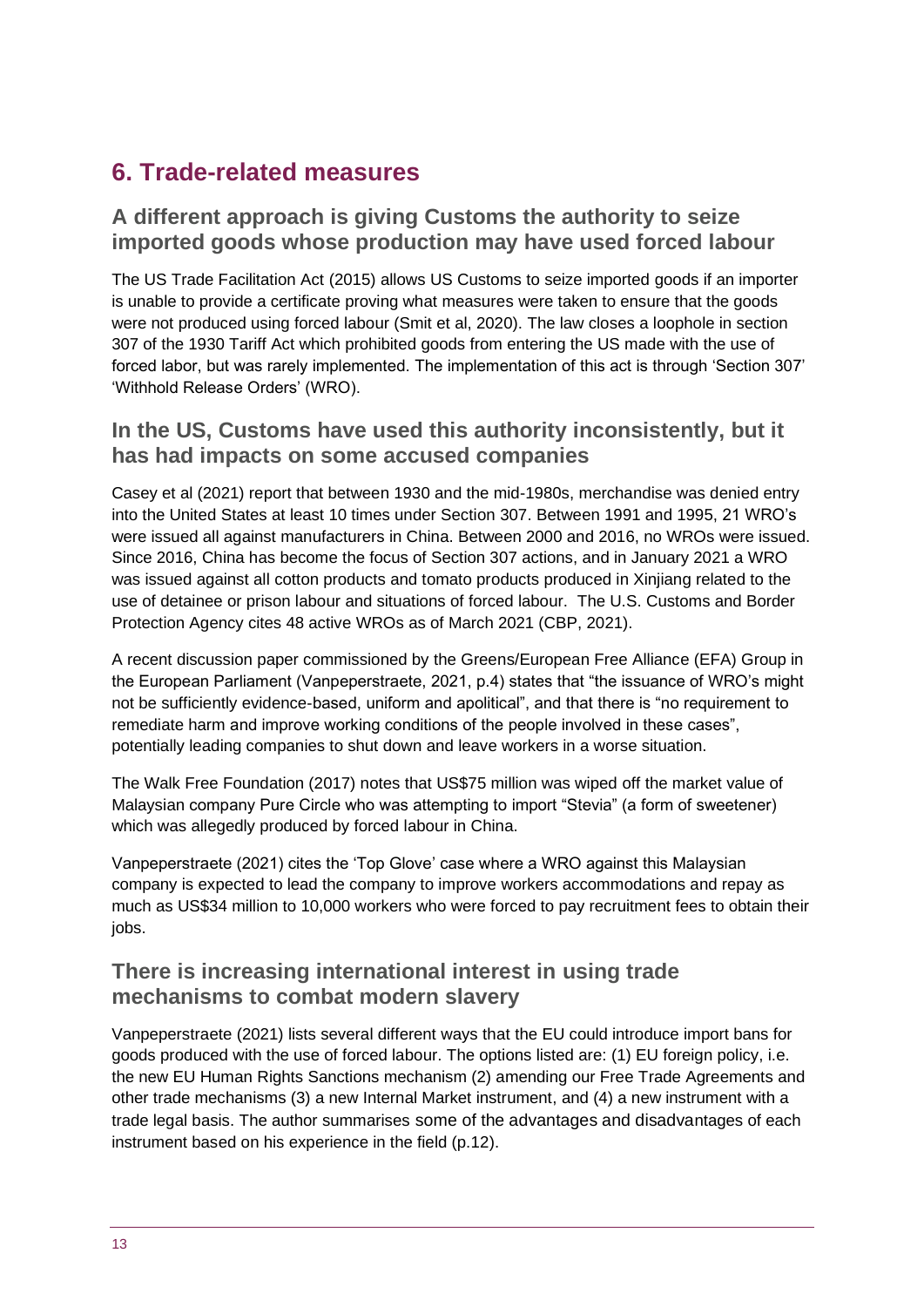## 6. Trade-related measures

### A different approach is giving Customs the authority to seize imported goods whose production may have used forced labour

The US Trade Facilitation Act (2015) allows US Customs to seize imported goods if an importer is unable to provide a certificate proving what measures were taken to ensure that the goods were not produced using forced labour (Smit et al, 2020). The law closes a loophole in section 307 of the 1930 Tariff Act which prohibited goods from entering the US made with the use of forced labor, but was rarely implemented. The implementation of this act is through 'Section 307' 'Withhold Release Orders' (WRO).

### In the US, Customs have used this authority inconsistently, but it has had impacts on some accused companies

Casey et al (2021) report that between 1930 and the mid-1980s, merchandise was denied entry into the United States at least 10 times under Section 307. Between 1991 and 1995, 21 WRO's were issued all against manufacturers in China. Between 2000 and 2016, no WROs were issued. Since 2016, China has become the focus of Section 307 actions, and in January 2021 a WRO was issued against all cotton products and tomato products produced in Xinjiang related to the use of detainee or prison labour and situations of forced labour. The U.S. Customs and Border Protection Agency cites 48 active WROs as of March 2021 (CBP, 2021).

A recent discussion paper commissioned by the Greens/European Free Alliance (EFA) Group in the European Parliament (Vanpeperstraete, 2021, p.4) states that "the issuance of WRO's might not be sufficiently evidence-based, uniform and apolitical", and that there is "no requirement to remediate harm and improve working conditions of the people involved in these cases", potentially leading companies to shut down and leave workers in a worse situation.

The Walk Free Foundation (2017) notes that US$75 million was wiped off the market value of Malaysian company Pure Circle who was attempting to import "Stevia" (a form of sweetener) which was allegedly produced by forced labour in China.

Vanpeperstraete (2021) cites the 'Top Glove' case where a WRO against this Malaysian company is expected to lead the company to improve workers accommodations and repay as much as US$34 million to 10,000 workers who were forced to pay recruitment fees to obtain their jobs.

### There is increasing international interest in using trade mechanisms to combat modern slavery

Vanpeperstraete (2021) lists several different ways that the EU could introduce import bans for goods produced with the use of forced labour. The options listed are: (1) EU foreign policy, i.e. the new EU Human Rights Sanctions mechanism (2) amending our Free Trade Agreements and other trade mechanisms (3) a new Internal Market instrument, and (4) a new instrument with a trade legal basis. The author summarises some of the advantages and disadvantages of each instrument based on his experience in the field (p.12).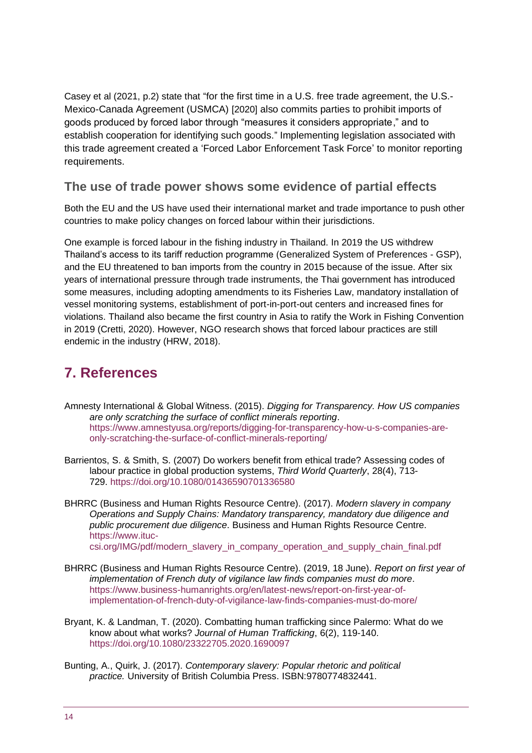Casey et al (2021, p.2) state that "for the first time in a U.S. free trade agreement, the U.S.-Mexico-Canada Agreement (USMCA) [2020] also commits parties to prohibit imports of goods produced by forced labor through "measures it considers appropriate," and to establish cooperation for identifying such goods." Implementing legislation associated with this trade agreement created a 'Forced Labor Enforcement Task Force' to monitor reporting requirements.

### The use of trade power shows some evidence of partial effects

Both the EU and the US have used their international market and trade importance to push other countries to make policy changes on forced labour within their jurisdictions.

One example is forced labour in the fishing industry in Thailand. In 2019 the US withdrew Thailand's access to its tariff reduction programme (Generalized System of Preferences - GSP), and the EU threatened to ban imports from the country in 2015 because of the issue. After six years of international pressure through trade instruments, the Thai government has introduced some measures, including adopting amendments to its Fisheries Law, mandatory installation of vessel monitoring systems, establishment of port-in-port-out centers and increased fines for violations. Thailand also became the first country in Asia to ratify the Work in Fishing Convention in 2019 (Cretti, 2020). However, NGO research shows that forced labour practices are still endemic in the industry (HRW, 2018).

## 7. References

Amnesty International & Global Witness. (2015). *Digging for Transparency. How US companies are only scratching the surface of conflict minerals reporting*. https://www.amnestyusa.org/reports/digging-for-transparency-how-u-s-companies-are-only-scratching-the-surface-of-conflict-minerals-reporting/

Barrientos, S. & Smith, S. (2007) Do workers benefit from ethical trade? Assessing codes of labour practice in global production systems, *Third World Quarterly*, 28(4), 713-729. https://doi.org/10.1080/01436590701336580

BHRRC (Business and Human Rights Resource Centre). (2017). *Modern slavery in company Operations and Supply Chains: Mandatory transparency, mandatory due diligence and public procurement due diligence*. Business and Human Rights Resource Centre. https://www.ituc-csi.org/IMG/pdf/modern_slavery_in_company_operation_and_supply_chain_final.pdf

BHRRC (Business and Human Rights Resource Centre). (2019, 18 June). *Report on first year of implementation of French duty of vigilance law finds companies must do more*. https://www.business-humanrights.org/en/latest-news/report-on-first-year-of-implementation-of-french-duty-of-vigilance-law-finds-companies-must-do-more/

Bryant, K. & Landman, T. (2020). Combatting human trafficking since Palermo: What do we know about what works? *Journal of Human Trafficking*, 6(2), 119-140. https://doi.org/10.1080/23322705.2020.1690097

Bunting, A., Quirk, J. (2017). *Contemporary slavery: Popular rhetoric and political practice.* University of British Columbia Press. ISBN:9780774832441.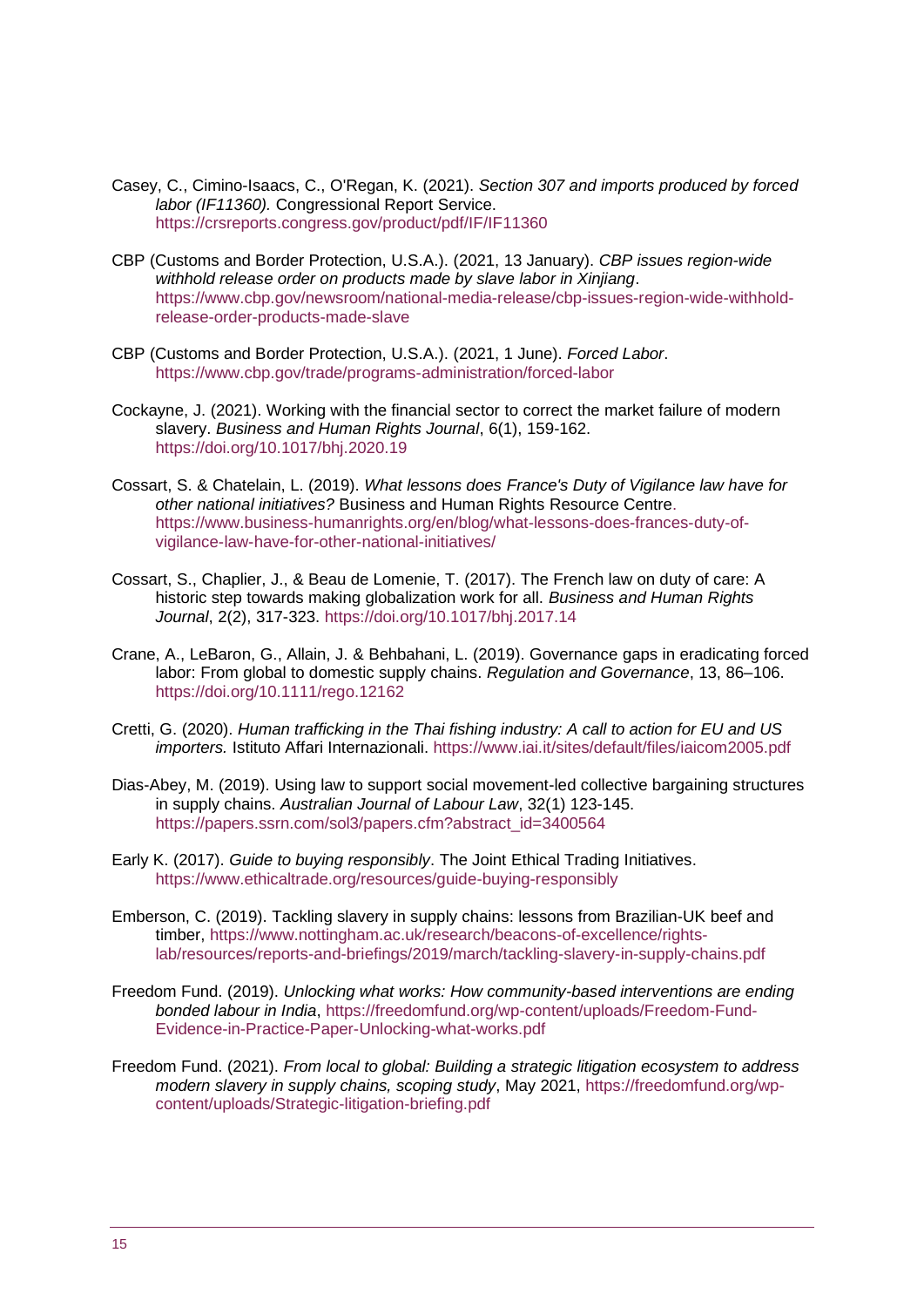Casey, C., Cimino-Isaacs, C., O'Regan, K. (2021). *Section 307 and imports produced by forced labor (IF11360).* Congressional Report Service. https://crsreports.congress.gov/product/pdf/IF/IF11360

CBP (Customs and Border Protection, U.S.A.). (2021, 13 January). *CBP issues region-wide withhold release order on products made by slave labor in Xinjiang*. https://www.cbp.gov/newsroom/national-media-release/cbp-issues-region-wide-withhold-release-order-products-made-slave

CBP (Customs and Border Protection, U.S.A.). (2021, 1 June). *Forced Labor*. https://www.cbp.gov/trade/programs-administration/forced-labor

Cockayne, J. (2021). Working with the financial sector to correct the market failure of modern slavery. *Business and Human Rights Journal*, 6(1), 159-162. https://doi.org/10.1017/bhj.2020.19

Cossart, S. & Chatelain, L. (2019). *What lessons does France's Duty of Vigilance law have for other national initiatives?* Business and Human Rights Resource Centre. https://www.business-humanrights.org/en/blog/what-lessons-does-frances-duty-of-vigilance-law-have-for-other-national-initiatives/

Cossart, S., Chaplier, J., & Beau de Lomenie, T. (2017). The French law on duty of care: A historic step towards making globalization work for all. *Business and Human Rights Journal*, 2(2), 317-323. https://doi.org/10.1017/bhj.2017.14

Crane, A., LeBaron, G., Allain, J. & Behbahani, L. (2019). Governance gaps in eradicating forced labor: From global to domestic supply chains. *Regulation and Governance*, 13, 86–106. https://doi.org/10.1111/rego.12162

Cretti, G. (2020). *Human trafficking in the Thai fishing industry: A call to action for EU and US importers.* Istituto Affari Internazionali. https://www.iai.it/sites/default/files/iaicom2005.pdf

Dias-Abey, M. (2019). Using law to support social movement-led collective bargaining structures in supply chains. *Australian Journal of Labour Law*, 32(1) 123-145. https://papers.ssrn.com/sol3/papers.cfm?abstract_id=3400564

Early K. (2017). *Guide to buying responsibly*. The Joint Ethical Trading Initiatives. https://www.ethicaltrade.org/resources/guide-buying-responsibly

Emberson, C. (2019). Tackling slavery in supply chains: lessons from Brazilian-UK beef and timber, https://www.nottingham.ac.uk/research/beacons-of-excellence/rights-lab/resources/reports-and-briefings/2019/march/tackling-slavery-in-supply-chains.pdf

Freedom Fund. (2019). *Unlocking what works: How community-based interventions are ending bonded labour in India*, https://freedomfund.org/wp-content/uploads/Freedom-Fund-Evidence-in-Practice-Paper-Unlocking-what-works.pdf

Freedom Fund. (2021). *From local to global: Building a strategic litigation ecosystem to address modern slavery in supply chains, scoping study*, May 2021, https://freedomfund.org/wp-content/uploads/Strategic-litigation-briefing.pdf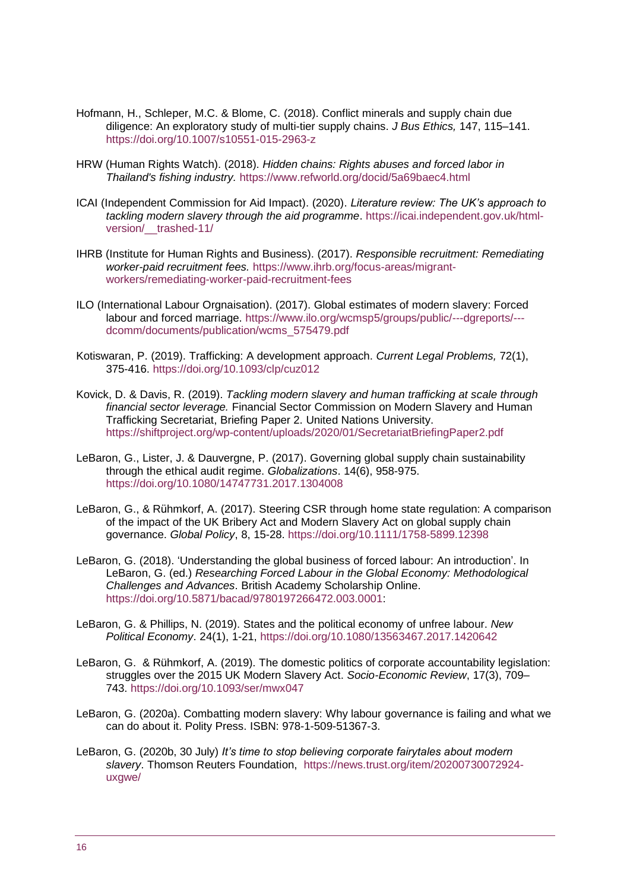Hofmann, H., Schleper, M.C. & Blome, C. (2018). Conflict minerals and supply chain due diligence: An exploratory study of multi-tier supply chains. *J Bus Ethics,* 147, 115–141. https://doi.org/10.1007/s10551-015-2963-z

HRW (Human Rights Watch). (2018). *Hidden chains: Rights abuses and forced labor in Thailand's fishing industry.* https://www.refworld.org/docid/5a69baec4.html

ICAI (Independent Commission for Aid Impact). (2020). *Literature review: The UK's approach to tackling modern slavery through the aid programme*. https://icai.independent.gov.uk/html-version/__trashed-11/

IHRB (Institute for Human Rights and Business). (2017). *Responsible recruitment: Remediating worker-paid recruitment fees.* https://www.ihrb.org/focus-areas/migrant-workers/remediating-worker-paid-recruitment-fees

ILO (International Labour Orgnaisation). (2017). Global estimates of modern slavery: Forced labour and forced marriage. https://www.ilo.org/wcmsp5/groups/public/---dgreports/---dcomm/documents/publication/wcms_575479.pdf

Kotiswaran, P. (2019). Trafficking: A development approach. *Current Legal Problems,* 72(1), 375-416. https://doi.org/10.1093/clp/cuz012

Kovick, D. & Davis, R. (2019). *Tackling modern slavery and human trafficking at scale through financial sector leverage.* Financial Sector Commission on Modern Slavery and Human Trafficking Secretariat, Briefing Paper 2. United Nations University. https://shiftproject.org/wp-content/uploads/2020/01/SecretariatBriefingPaper2.pdf

LeBaron, G., Lister, J. & Dauvergne, P. (2017). Governing global supply chain sustainability through the ethical audit regime. *Globalizations*. 14(6), 958-975. https://doi.org/10.1080/14747731.2017.1304008

LeBaron, G., & Rühmkorf, A. (2017). Steering CSR through home state regulation: A comparison of the impact of the UK Bribery Act and Modern Slavery Act on global supply chain governance. *Global Policy*, 8, 15-28. https://doi.org/10.1111/1758-5899.12398

LeBaron, G. (2018). 'Understanding the global business of forced labour: An introduction'. In LeBaron, G. (ed.) *Researching Forced Labour in the Global Economy: Methodological Challenges and Advances*. British Academy Scholarship Online. https://doi.org/10.5871/bacad/9780197266472.003.0001:

LeBaron, G. & Phillips, N. (2019). States and the political economy of unfree labour. *New Political Economy*. 24(1), 1-21, https://doi.org/10.1080/13563467.2017.1420642

LeBaron, G. & Rühmkorf, A. (2019). The domestic politics of corporate accountability legislation: struggles over the 2015 UK Modern Slavery Act. *Socio-Economic Review*, 17(3), 709–743. https://doi.org/10.1093/ser/mwx047

LeBaron, G. (2020a). Combatting modern slavery: Why labour governance is failing and what we can do about it. Polity Press. ISBN: 978-1-509-51367-3.

LeBaron, G. (2020b, 30 July) *It's time to stop believing corporate fairytales about modern slavery*. Thomson Reuters Foundation, https://news.trust.org/item/20200730072924-uxgwe/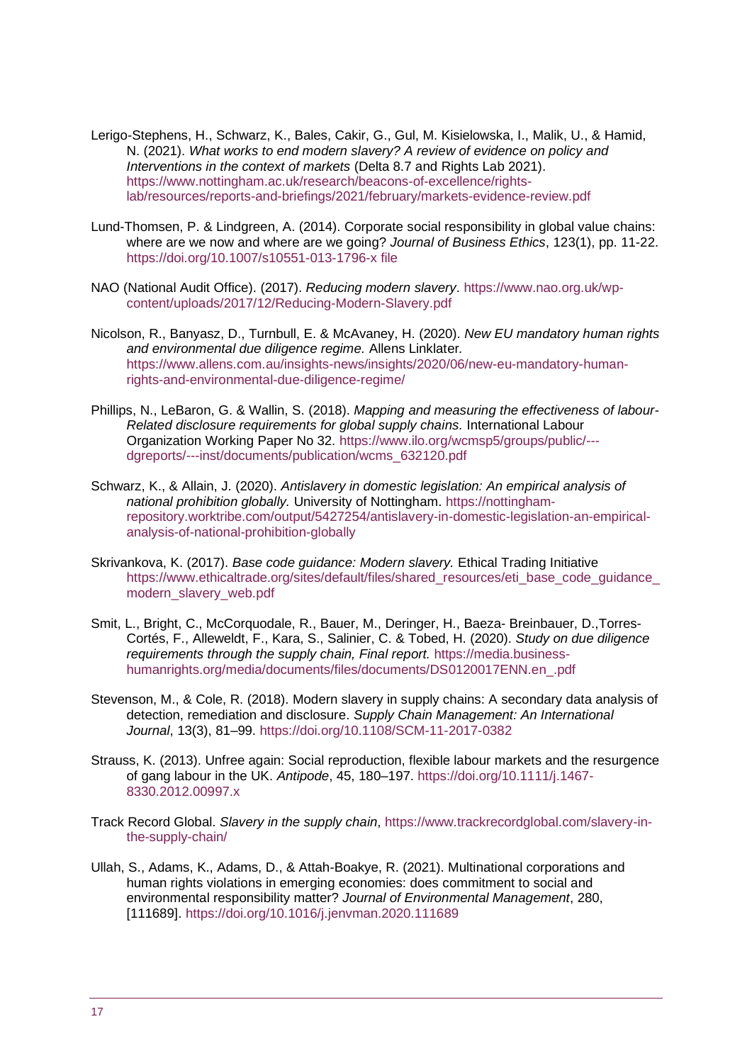Lerigo-Stephens, H., Schwarz, K., Bales, Cakir, G., Gul, M. Kisielowska, I., Malik, U., & Hamid, N. (2021). *What works to end modern slavery? A review of evidence on policy and Interventions in the context of markets* (Delta 8.7 and Rights Lab 2021). https://www.nottingham.ac.uk/research/beacons-of-excellence/rights-lab/resources/reports-and-briefings/2021/february/markets-evidence-review.pdf

Lund-Thomsen, P. & Lindgreen, A. (2014). Corporate social responsibility in global value chains: where are we now and where are we going? *Journal of Business Ethics*, 123(1), pp. 11-22. https://doi.org/10.1007/s10551-013-1796-x file

NAO (National Audit Office). (2017). *Reducing modern slavery*. https://www.nao.org.uk/wp-content/uploads/2017/12/Reducing-Modern-Slavery.pdf

Nicolson, R., Banyasz, D., Turnbull, E. & McAvaney, H. (2020). *New EU mandatory human rights and environmental due diligence regime.* Allens Linklater. https://www.allens.com.au/insights-news/insights/2020/06/new-eu-mandatory-human-rights-and-environmental-due-diligence-regime/

Phillips, N., LeBaron, G. & Wallin, S. (2018). *Mapping and measuring the effectiveness of labour-Related disclosure requirements for global supply chains.* International Labour Organization Working Paper No 32. https://www.ilo.org/wcmsp5/groups/public/---dgreports/---inst/documents/publication/wcms_632120.pdf

Schwarz, K., & Allain, J. (2020). *Antislavery in domestic legislation: An empirical analysis of national prohibition globally.* University of Nottingham. https://nottingham-repository.worktribe.com/output/5427254/antislavery-in-domestic-legislation-an-empirical-analysis-of-national-prohibition-globally

Skrivankova, K. (2017). *Base code guidance: Modern slavery.* Ethical Trading Initiative https://www.ethicaltrade.org/sites/default/files/shared_resources/eti_base_code_guidance_modern_slavery_web.pdf

Smit, L., Bright, C., McCorquodale, R., Bauer, M., Deringer, H., Baeza- Breinbauer, D.,Torres-Cortés, F., Alleweldt, F., Kara, S., Salinier, C. & Tobed, H. (2020). *Study on due diligence requirements through the supply chain, Final report.* https://media.business-humanrights.org/media/documents/files/documents/DS0120017ENN.en_.pdf

Stevenson, M., & Cole, R. (2018). Modern slavery in supply chains: A secondary data analysis of detection, remediation and disclosure. *Supply Chain Management: An International Journal*, 13(3), 81–99. https://doi.org/10.1108/SCM-11-2017-0382

Strauss, K. (2013). Unfree again: Social reproduction, flexible labour markets and the resurgence of gang labour in the UK. *Antipode*, 45, 180–197. https://doi.org/10.1111/j.1467-8330.2012.00997.x

Track Record Global. *Slavery in the supply chain*, https://www.trackrecordglobal.com/slavery-in-the-supply-chain/

Ullah, S., Adams, K., Adams, D., & Attah-Boakye, R. (2021). Multinational corporations and human rights violations in emerging economies: does commitment to social and environmental responsibility matter? *Journal of Environmental Management*, 280, [111689]. https://doi.org/10.1016/j.jenvman.2020.111689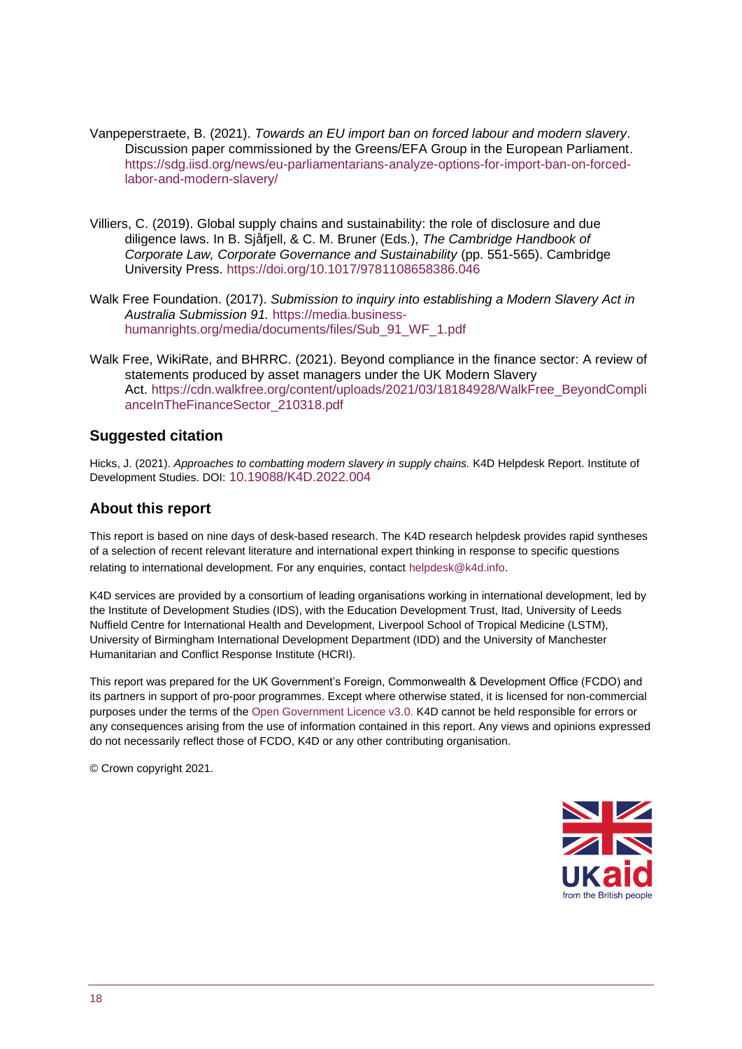Vanpeperstraete, B. (2021). *Towards an EU import ban on forced labour and modern slavery*. Discussion paper commissioned by the Greens/EFA Group in the European Parliament. https://sdg.iisd.org/news/eu-parliamentarians-analyze-options-for-import-ban-on-forced-labor-and-modern-slavery/

Villiers, C. (2019). Global supply chains and sustainability: the role of disclosure and due diligence laws. In B. Sjåfjell, & C. M. Bruner (Eds.), *The Cambridge Handbook of Corporate Law, Corporate Governance and Sustainability* (pp. 551-565). Cambridge University Press. https://doi.org/10.1017/9781108658386.046

Walk Free Foundation. (2017). *Submission to inquiry into establishing a Modern Slavery Act in Australia Submission 91.* https://media.business-humanrights.org/media/documents/files/Sub_91_WF_1.pdf

Walk Free, WikiRate, and BHRRC. (2021). Beyond compliance in the finance sector: A review of statements produced by asset managers under the UK Modern Slavery Act. https://cdn.walkfree.org/content/uploads/2021/03/18184928/WalkFree_BeyondComplianceInTheFinanceSector_210318.pdf

## Suggested citation

Hicks, J. (2021). *Approaches to combatting modern slavery in supply chains.* K4D Helpdesk Report. Institute of Development Studies. DOI: 10.19088/K4D.2022.004

## About this report

This report is based on nine days of desk-based research. The K4D research helpdesk provides rapid syntheses of a selection of recent relevant literature and international expert thinking in response to specific questions relating to international development. For any enquiries, contact helpdesk@k4d.info.

K4D services are provided by a consortium of leading organisations working in international development, led by the Institute of Development Studies (IDS), with the Education Development Trust, Itad, University of Leeds Nuffield Centre for International Health and Development, Liverpool School of Tropical Medicine (LSTM), University of Birmingham International Development Department (IDD) and the University of Manchester Humanitarian and Conflict Response Institute (HCRI).

This report was prepared for the UK Government's Foreign, Commonwealth & Development Office (FCDO) and its partners in support of pro-poor programmes. Except where otherwise stated, it is licensed for non-commercial purposes under the terms of the Open Government Licence v3.0. K4D cannot be held responsible for errors or any consequences arising from the use of information contained in this report. Any views and opinions expressed do not necessarily reflect those of FCDO, K4D or any other contributing organisation.

© Crown copyright 2021.

UKaid
from the British people